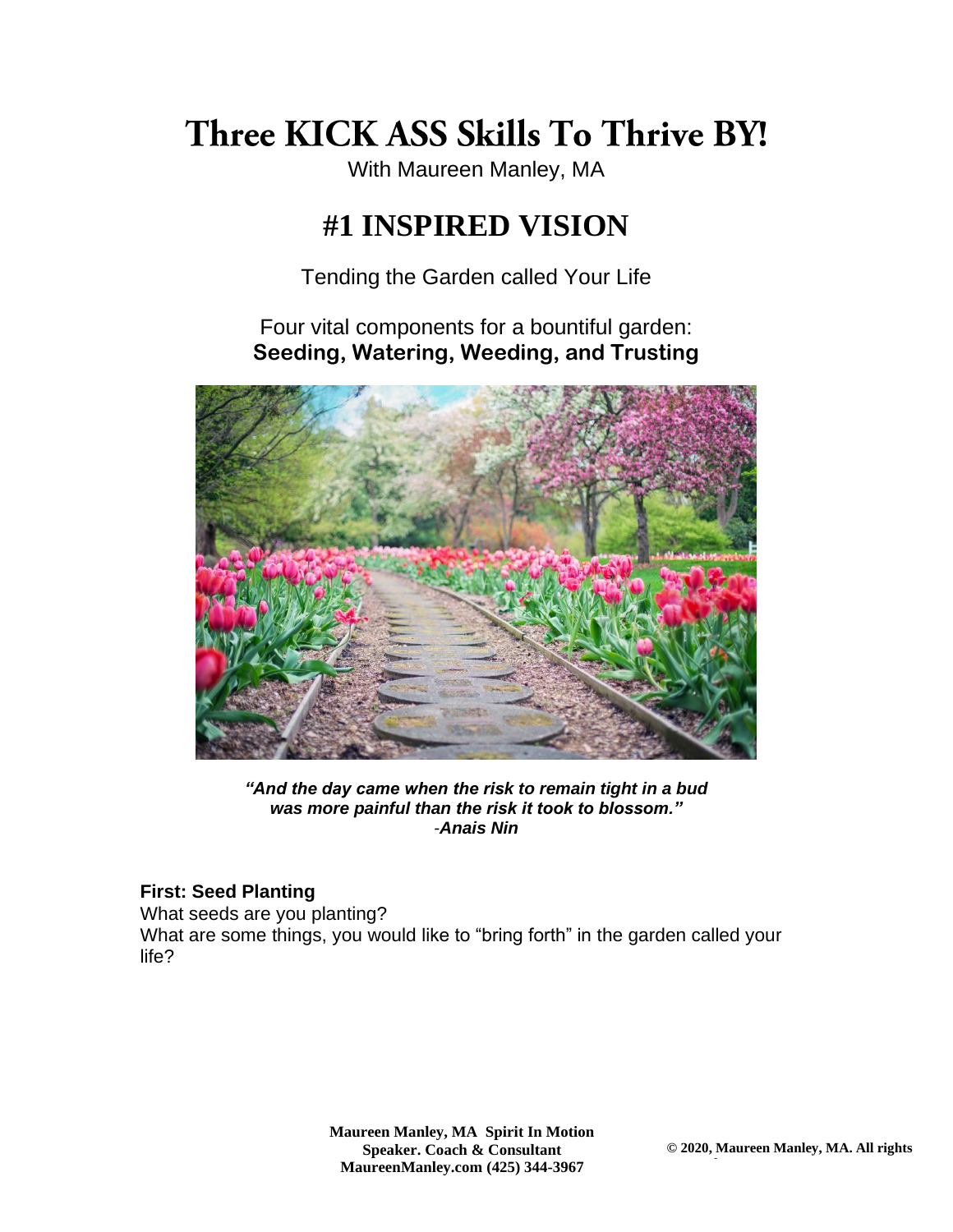# Three KICK ASS Skills To Thrive BY!

With Maureen Manley, MA

## #1 INSPIRED VISION

Tending the Garden called Your Life

Four vital components for a bountiful garden:
**Seeding, Watering, Weeding, and Trusting**

***"And the day came when the risk to remain tight in a bud was more painful than the risk it took to blossom."***
*-Anais Nin*

**First: Seed Planting**
What seeds are you planting?
What are some things, you would like to "bring forth" in the garden called your life?

**Maureen Manley, MA Spirit In Motion**
**Speaker. Coach & Consultant**
**MaureenManley.com (425) 344-3967**

**© 2020, Maureen Manley, MA. All rights**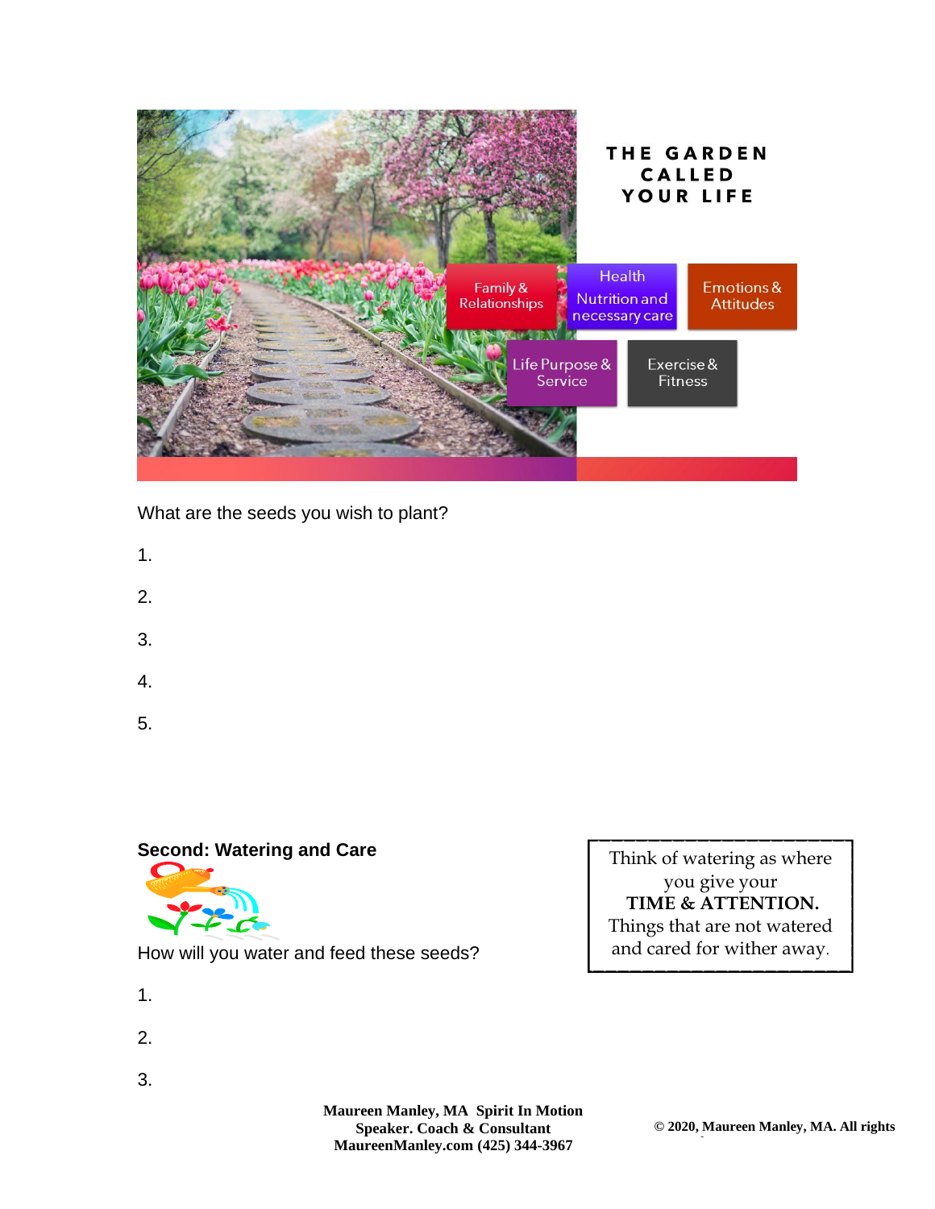# THE GARDEN CALLED YOUR LIFE

Family & Relationships

Health Nutrition and necessary care

Emotions & Attitudes

Life Purpose & Service

Exercise & Fitness

What are the seeds you wish to plant?

1.

2.

3.

4.

5.

**Second: Watering and Care**

How will you water and feed these seeds?

1.

2.

3.

> Think of watering as where you give your **TIME & ATTENTION.** Things that are not watered and cared for wither away.

**Maureen Manley, MA Spirit In Motion**
**Speaker. Coach & Consultant**
**MaureenManley.com (425) 344-3967**

**© 2020, Maureen Manley, MA. All rights**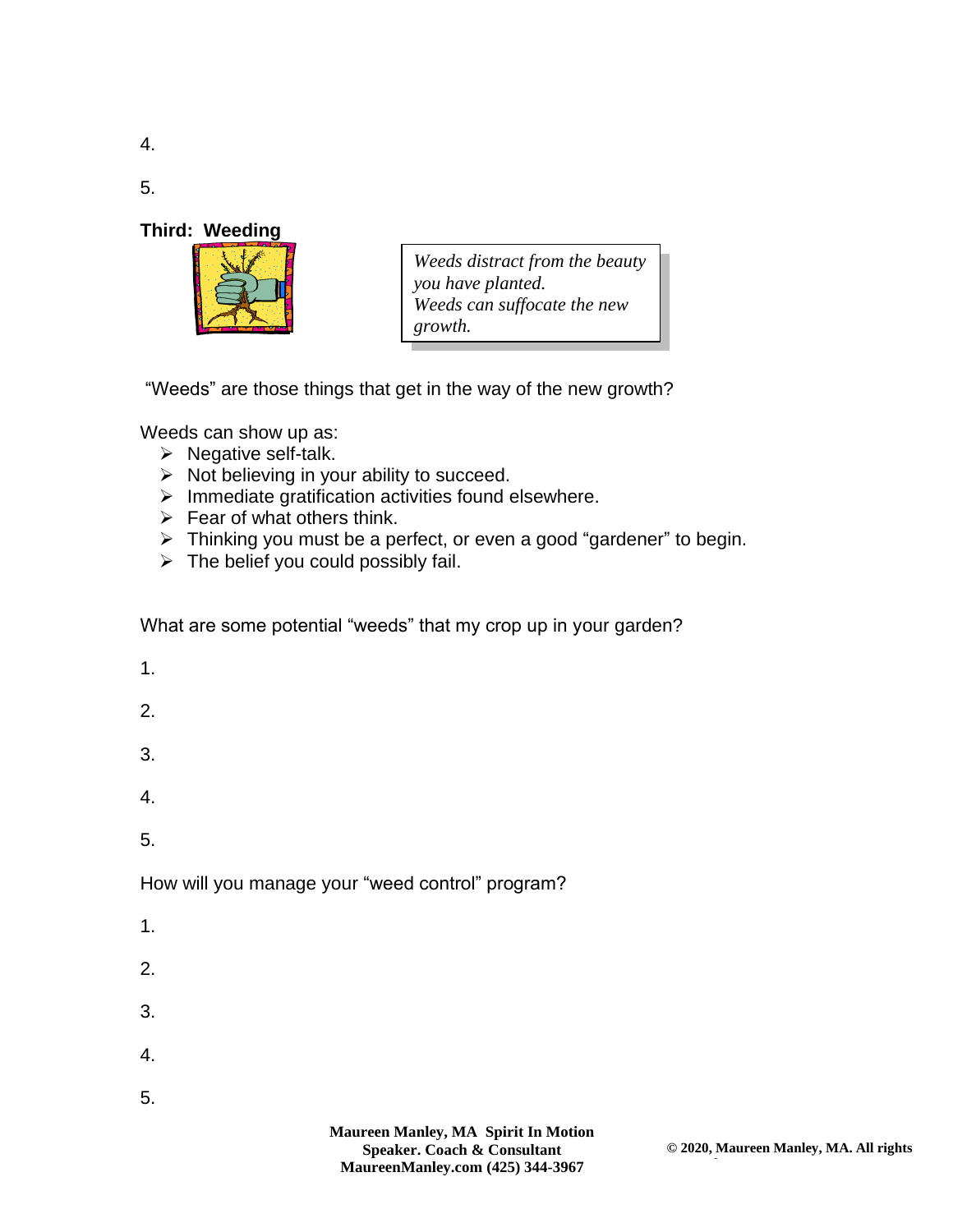4.

5.

**Third: Weeding**

*Weeds distract from the beauty you have planted.*
*Weeds can suffocate the new growth.*

"Weeds" are those things that get in the way of the new growth?

Weeds can show up as:

- Negative self-talk.
- Not believing in your ability to succeed.
- Immediate gratification activities found elsewhere.
- Fear of what others think.
- Thinking you must be a perfect, or even a good "gardener" to begin.
- The belief you could possibly fail.

What are some potential "weeds" that my crop up in your garden?

1.

2.

3.

4.

5.

How will you manage your "weed control" program?

1.

2.

3.

4.

5.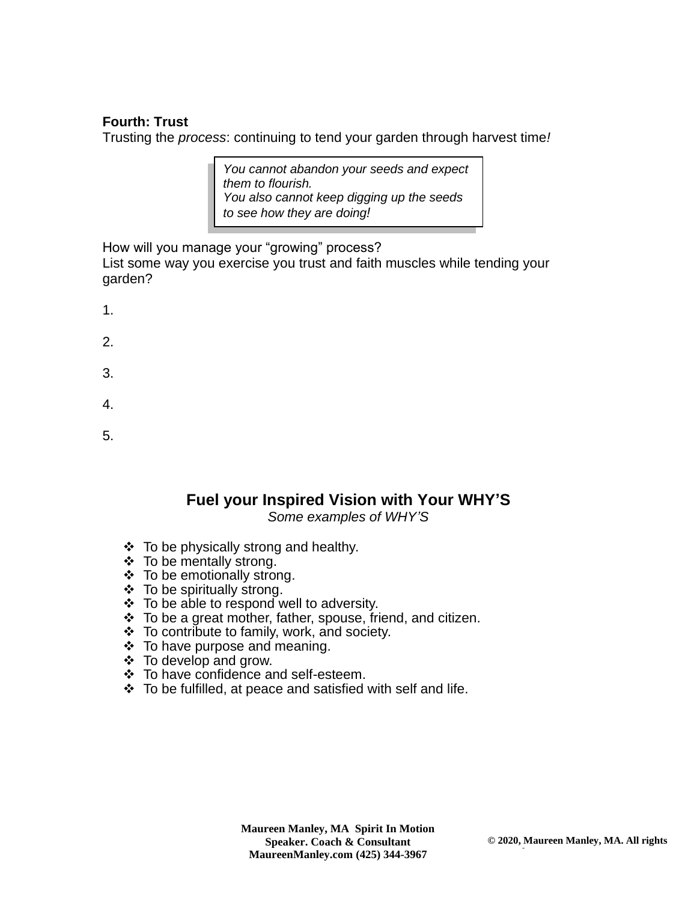**Fourth: Trust**
Trusting the *process*: continuing to tend your garden through harvest time*!*

> *You cannot abandon your seeds and expect them to flourish.*
> *You also cannot keep digging up the seeds to see how they are doing!*

How will you manage your "growing" process?
List some way you exercise you trust and faith muscles while tending your garden?

1.

2.

3.

4.

5.

## Fuel your Inspired Vision with Your WHY'S

*Some examples of WHY'S*

- To be physically strong and healthy.
- To be mentally strong.
- To be emotionally strong.
- To be spiritually strong.
- To be able to respond well to adversity.
- To be a great mother, father, spouse, friend, and citizen.
- To contribute to family, work, and society.
- To have purpose and meaning.
- To develop and grow.
- To have confidence and self-esteem.
- To be fulfilled, at peace and satisfied with self and life.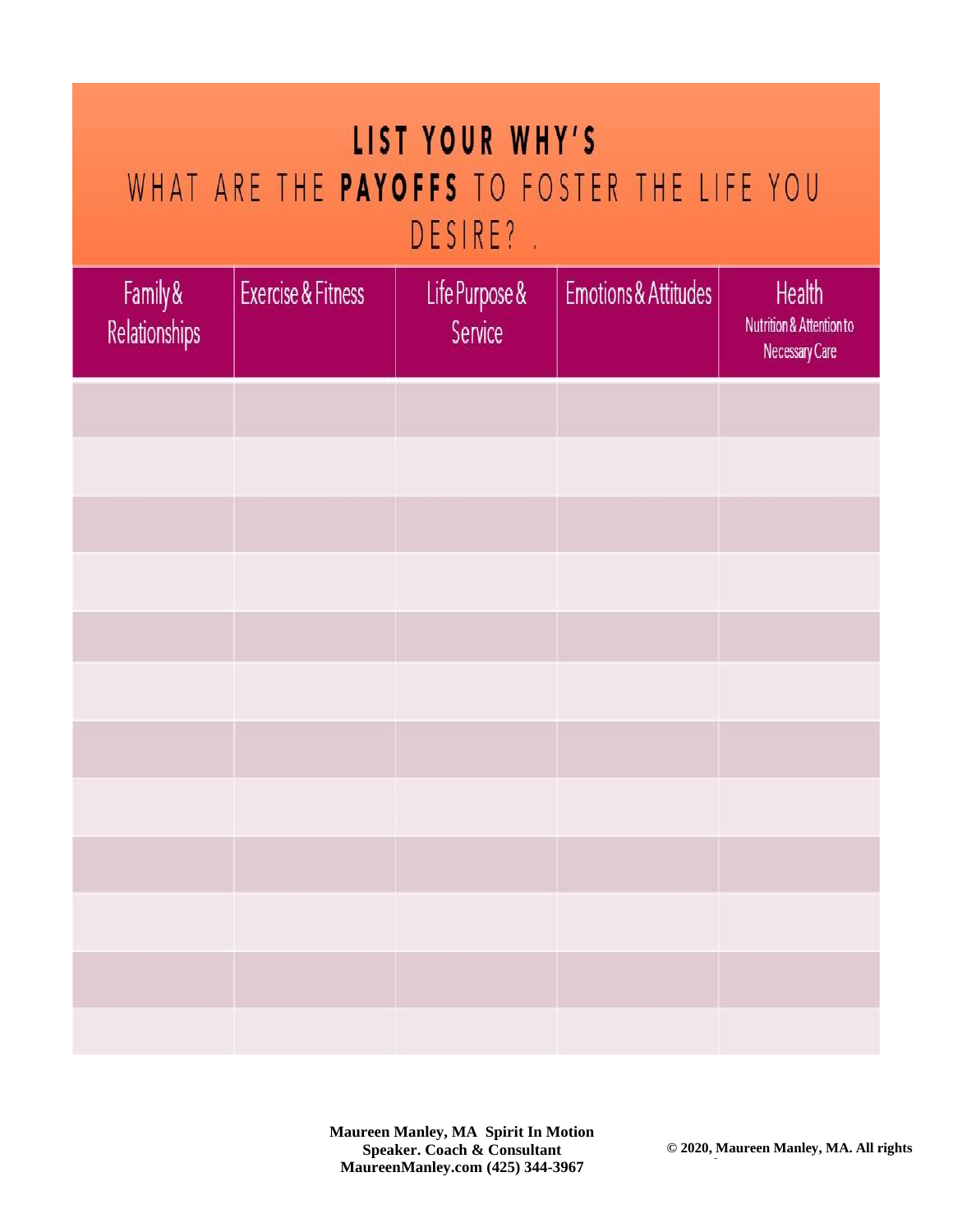# LIST YOUR WHY'S

## WHAT ARE THE **PAYOFFS** TO FOSTER THE LIFE YOU DESIRE? .

| Family & Relationships | Exercise & Fitness | Life Purpose & Service | Emotions & Attitudes | Health Nutrition & Attention to Necessary Care |
|---|---|---|---|---|
| | | | | |
| | | | | |
| | | | | |
| | | | | |
| | | | | |
| | | | | |
| | | | | |
| | | | | |
| | | | | |
| | | | | |
| | | | | |
| | | | | |

**Maureen Manley, MA Spirit In Motion**
**Speaker. Coach & Consultant**
**MaureenManley.com (425) 344-3967**

**© 2020, Maureen Manley, MA. All rights**